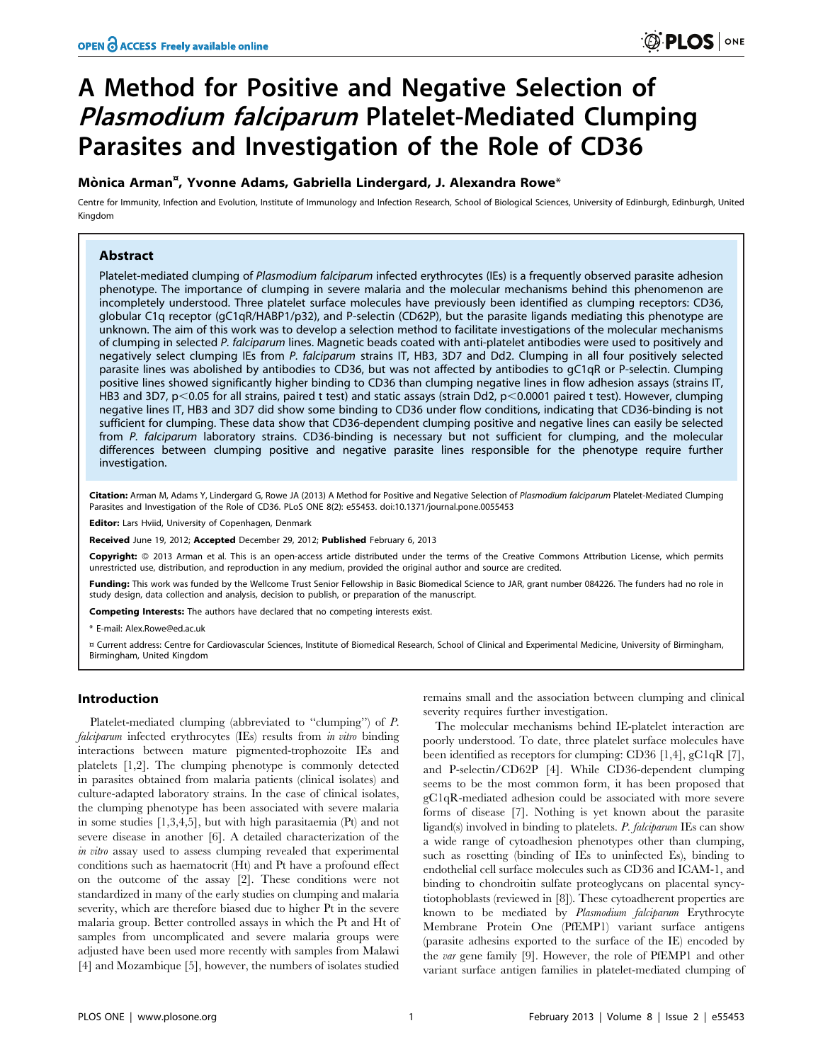# A Method for Positive and Negative Selection of *Plasmodium falciparum* Platelet-Mediated Clumping Parasites and Investigation of the Role of CD36

**Mònica Arman[¤], Yvonne Adams, Gabriella Lindergard, J. Alexandra Rowe[*]**

Centre for Immunity, Infection and Evolution, Institute of Immunology and Infection Research, School of Biological Sciences, University of Edinburgh, Edinburgh, United Kingdom

## Abstract

Platelet-mediated clumping of *Plasmodium falciparum* infected erythrocytes (IEs) is a frequently observed parasite adhesion phenotype. The importance of clumping in severe malaria and the molecular mechanisms behind this phenomenon are incompletely understood. Three platelet surface molecules have previously been identified as clumping receptors: CD36, globular C1q receptor (gC1qR/HABP1/p32), and P-selectin (CD62P), but the parasite ligands mediating this phenotype are unknown. The aim of this work was to develop a selection method to facilitate investigations of the molecular mechanisms of clumping in selected *P. falciparum* lines. Magnetic beads coated with anti-platelet antibodies were used to positively and negatively select clumping IEs from *P. falciparum* strains IT, HB3, 3D7 and Dd2. Clumping in all four positively selected parasite lines was abolished by antibodies to CD36, but was not affected by antibodies to gC1qR or P-selectin. Clumping positive lines showed significantly higher binding to CD36 than clumping negative lines in flow adhesion assays (strains IT, HB3 and 3D7, $p<0.05$ for all strains, paired t test) and static assays (strain Dd2, $p<0.0001$ paired t test). However, clumping negative lines IT, HB3 and 3D7 did show some binding to CD36 under flow conditions, indicating that CD36-binding is not sufficient for clumping. These data show that CD36-dependent clumping positive and negative lines can easily be selected from *P. falciparum* laboratory strains. CD36-binding is necessary but not sufficient for clumping, and the molecular differences between clumping positive and negative parasite lines responsible for the phenotype require further investigation.

**Citation:** Arman M, Adams Y, Lindergard G, Rowe JA (2013) A Method for Positive and Negative Selection of *Plasmodium falciparum* Platelet-Mediated Clumping Parasites and Investigation of the Role of CD36. PLoS ONE 8(2): e55453. doi:10.1371/journal.pone.0055453

**Editor:** Lars Hviid, University of Copenhagen, Denmark

**Received** June 19, 2012; **Accepted** December 29, 2012; **Published** February 6, 2013

**Copyright:** © 2013 Arman et al. This is an open-access article distributed under the terms of the Creative Commons Attribution License, which permits unrestricted use, distribution, and reproduction in any medium, provided the original author and source are credited.

**Funding:** This work was funded by the Wellcome Trust Senior Fellowship in Basic Biomedical Science to JAR, grant number 084226. The funders had no role in study design, data collection and analysis, decision to publish, or preparation of the manuscript.

**Competing Interests:** The authors have declared that no competing interests exist.

\* E-mail: Alex.Rowe@ed.ac.uk

¤ Current address: Centre for Cardiovascular Sciences, Institute of Biomedical Research, School of Clinical and Experimental Medicine, University of Birmingham, Birmingham, United Kingdom

## Introduction

Platelet-mediated clumping (abbreviated to "clumping") of *P. falciparum* infected erythrocytes (IEs) results from *in vitro* binding interactions between mature pigmented-trophozoite IEs and platelets [1,2]. The clumping phenotype is commonly detected in parasites obtained from malaria patients (clinical isolates) and culture-adapted laboratory strains. In the case of clinical isolates, the clumping phenotype has been associated with severe malaria in some studies [1,3,4,5], but with high parasitaemia (Pt) and not severe disease in another [6]. A detailed characterization of the *in vitro* assay used to assess clumping revealed that experimental conditions such as haematocrit (Ht) and Pt have a profound effect on the outcome of the assay [2]. These conditions were not standardized in many of the early studies on clumping and malaria severity, which are therefore biased due to higher Pt in the severe malaria group. Better controlled assays in which the Pt and Ht of samples from uncomplicated and severe malaria groups were adjusted have been used more recently with samples from Malawi [4] and Mozambique [5], however, the numbers of isolates studied remains small and the association between clumping and clinical severity requires further investigation.

The molecular mechanisms behind IE-platelet interaction are poorly understood. To date, three platelet surface molecules have been identified as receptors for clumping: CD36 [1,4], gC1qR [7], and P-selectin/CD62P [4]. While CD36-dependent clumping seems to be the most common form, it has been proposed that gC1qR-mediated adhesion could be associated with more severe forms of disease [7]. Nothing is yet known about the parasite ligand(s) involved in binding to platelets. *P. falciparum* IEs can show a wide range of cytoadhesion phenotypes other than clumping, such as rosetting (binding of IEs to uninfected Es), binding to endothelial cell surface molecules such as CD36 and ICAM-1, and binding to chondroitin sulfate proteoglycans on placental syncytiotophoblasts (reviewed in [8]). These cytoadherent properties are known to be mediated by *Plasmodium falciparum* Erythrocyte Membrane Protein One (PfEMP1) variant surface antigens (parasite adhesins exported to the surface of the IE) encoded by the *var* gene family [9]. However, the role of PfEMP1 and other variant surface antigen families in platelet-mediated clumping of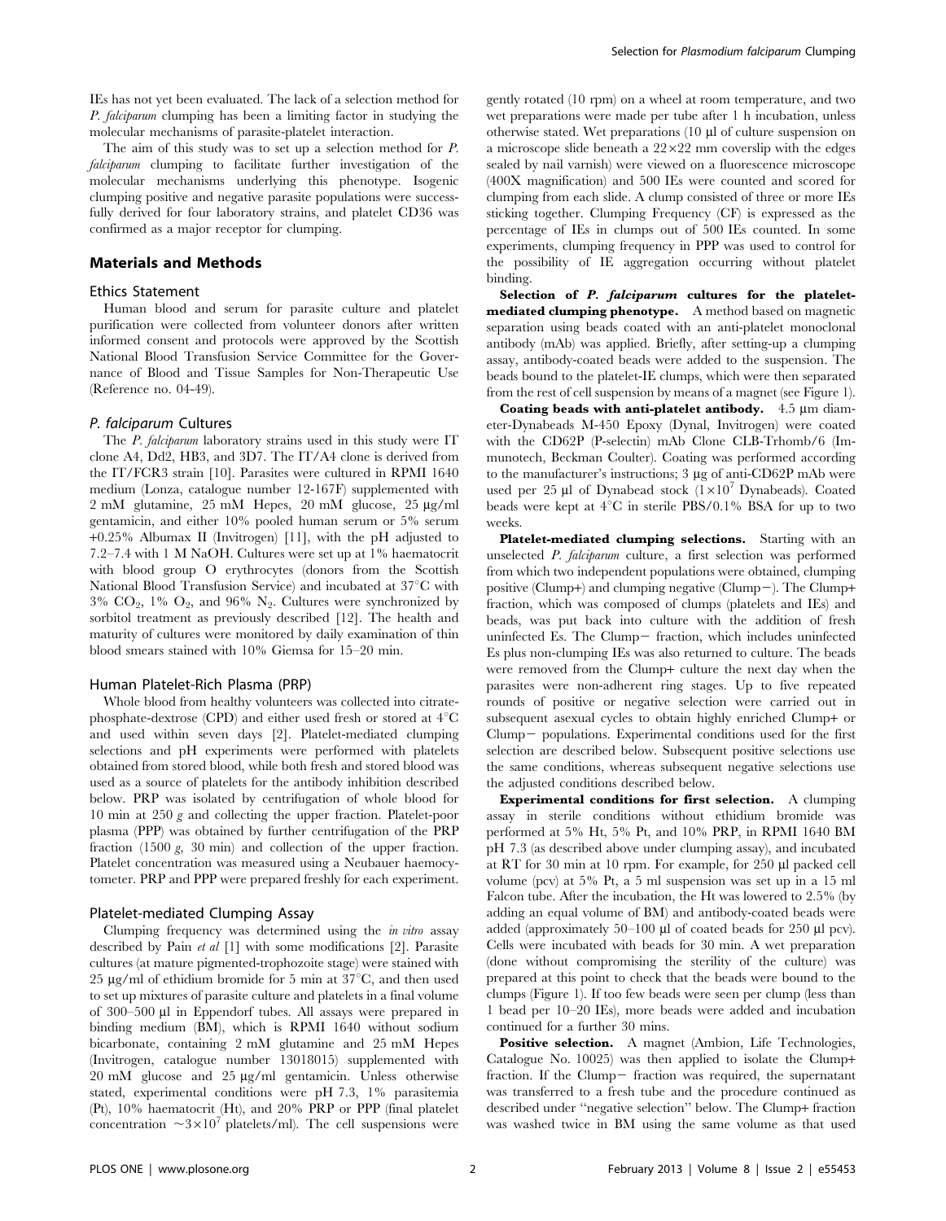IEs has not yet been evaluated. The lack of a selection method for *P. falciparum* clumping has been a limiting factor in studying the molecular mechanisms of parasite-platelet interaction.

The aim of this study was to set up a selection method for *P. falciparum* clumping to facilitate further investigation of the molecular mechanisms underlying this phenotype. Isogenic clumping positive and negative parasite populations were successfully derived for four laboratory strains, and platelet CD36 was confirmed as a major receptor for clumping.

## Materials and Methods

### Ethics Statement

Human blood and serum for parasite culture and platelet purification were collected from volunteer donors after written informed consent and protocols were approved by the Scottish National Blood Transfusion Service Committee for the Governance of Blood and Tissue Samples for Non-Therapeutic Use (Reference no. 04-49).

### *P. falciparum* Cultures

The *P. falciparum* laboratory strains used in this study were IT clone A4, Dd2, HB3, and 3D7. The IT/A4 clone is derived from the IT/FCR3 strain [10]. Parasites were cultured in RPMI 1640 medium (Lonza, catalogue number 12-167F) supplemented with 2 mM glutamine, 25 mM Hepes, 20 mM glucose, 25 µg/ml gentamicin, and either 10% pooled human serum or 5% serum +0.25% Albumax II (Invitrogen) [11], with the pH adjusted to 7.2–7.4 with 1 M NaOH. Cultures were set up at 1% haematocrit with blood group O erythrocytes (donors from the Scottish National Blood Transfusion Service) and incubated at 37°C with 3% $CO_2$, 1% $O_2$, and 96% $N_2$. Cultures were synchronized by sorbitol treatment as previously described [12]. The health and maturity of cultures were monitored by daily examination of thin blood smears stained with 10% Giemsa for 15–20 min.

### Human Platelet-Rich Plasma (PRP)

Whole blood from healthy volunteers was collected into citrate-phosphate-dextrose (CPD) and either used fresh or stored at 4°C and used within seven days [2]. Platelet-mediated clumping selections and pH experiments were performed with platelets obtained from stored blood, while both fresh and stored blood was used as a source of platelets for the antibody inhibition described below. PRP was isolated by centrifugation of whole blood for 10 min at 250 *g* and collecting the upper fraction. Platelet-poor plasma (PPP) was obtained by further centrifugation of the PRP fraction (1500 *g*, 30 min) and collection of the upper fraction. Platelet concentration was measured using a Neubauer haemocytometer. PRP and PPP were prepared freshly for each experiment.

### Platelet-mediated Clumping Assay

Clumping frequency was determined using the *in vitro* assay described by Pain *et al* [1] with some modifications [2]. Parasite cultures (at mature pigmented-trophozoite stage) were stained with 25 µg/ml of ethidium bromide for 5 min at 37°C, and then used to set up mixtures of parasite culture and platelets in a final volume of 300–500 µl in Eppendorf tubes. All assays were prepared in binding medium (BM), which is RPMI 1640 without sodium bicarbonate, containing 2 mM glutamine and 25 mM Hepes (Invitrogen, catalogue number 13018015) supplemented with 20 mM glucose and 25 µg/ml gentamicin. Unless otherwise stated, experimental conditions were pH 7.3, 1% parasitemia (Pt), 10% haematocrit (Ht), and 20% PRP or PPP (final platelet concentration $\sim 3 \times 10^7$ platelets/ml). The cell suspensions were gently rotated (10 rpm) on a wheel at room temperature, and two wet preparations were made per tube after 1 h incubation, unless otherwise stated. Wet preparations (10 µl of culture suspension on a microscope slide beneath a 22×22 mm coverslip with the edges sealed by nail varnish) were viewed on a fluorescence microscope (400X magnification) and 500 IEs were counted and scored for clumping from each slide. A clump consisted of three or more IEs sticking together. Clumping Frequency (CF) is expressed as the percentage of IEs in clumps out of 500 IEs counted. In some experiments, clumping frequency in PPP was used to control for the possibility of IE aggregation occurring without platelet binding.

**Selection of *P. falciparum* cultures for the platelet-mediated clumping phenotype.** A method based on magnetic separation using beads coated with an anti-platelet monoclonal antibody (mAb) was applied. Briefly, after setting-up a clumping assay, antibody-coated beads were added to the suspension. The beads bound to the platelet-IE clumps, which were then separated from the rest of cell suspension by means of a magnet (see Figure 1).

**Coating beads with anti-platelet antibody.** 4.5 µm diameter-Dynabeads M-450 Epoxy (Dynal, Invitrogen) were coated with the CD62P (P-selectin) mAb Clone CLB-Trhomb/6 (Immunotech, Beckman Coulter). Coating was performed according to the manufacturer's instructions; 3 µg of anti-CD62P mAb were used per 25 µl of Dynabead stock ($1 \times 10^7$ Dynabeads). Coated beads were kept at 4°C in sterile PBS/0.1% BSA for up to two weeks.

**Platelet-mediated clumping selections.** Starting with an unselected *P. falciparum* culture, a first selection was performed from which two independent populations were obtained, clumping positive (Clump+) and clumping negative (Clump−). The Clump+ fraction, which was composed of clumps (platelets and IEs) and beads, was put back into culture with the addition of fresh uninfected Es. The Clump− fraction, which includes uninfected Es plus non-clumping IEs was also returned to culture. The beads were removed from the Clump+ culture the next day when the parasites were non-adherent ring stages. Up to five repeated rounds of positive or negative selection were carried out in subsequent asexual cycles to obtain highly enriched Clump+ or Clump− populations. Experimental conditions used for the first selection are described below. Subsequent positive selections use the same conditions, whereas subsequent negative selections use the adjusted conditions described below.

**Experimental conditions for first selection.** A clumping assay in sterile conditions without ethidium bromide was performed at 5% Ht, 5% Pt, and 10% PRP, in RPMI 1640 BM pH 7.3 (as described above under clumping assay), and incubated at RT for 30 min at 10 rpm. For example, for 250 µl packed cell volume (pcv) at 5% Pt, a 5 ml suspension was set up in a 15 ml Falcon tube. After the incubation, the Ht was lowered to 2.5% (by adding an equal volume of BM) and antibody-coated beads were added (approximately 50–100 µl of coated beads for 250 µl pcv). Cells were incubated with beads for 30 min. A wet preparation (done without compromising the sterility of the culture) was prepared at this point to check that the beads were bound to the clumps (Figure 1). If too few beads were seen per clump (less than 1 bead per 10–20 IEs), more beads were added and incubation continued for a further 30 mins.

**Positive selection.** A magnet (Ambion, Life Technologies, Catalogue No. 10025) was then applied to isolate the Clump+ fraction. If the Clump− fraction was required, the supernatant was transferred to a fresh tube and the procedure continued as described under "negative selection" below. The Clump+ fraction was washed twice in BM using the same volume as that used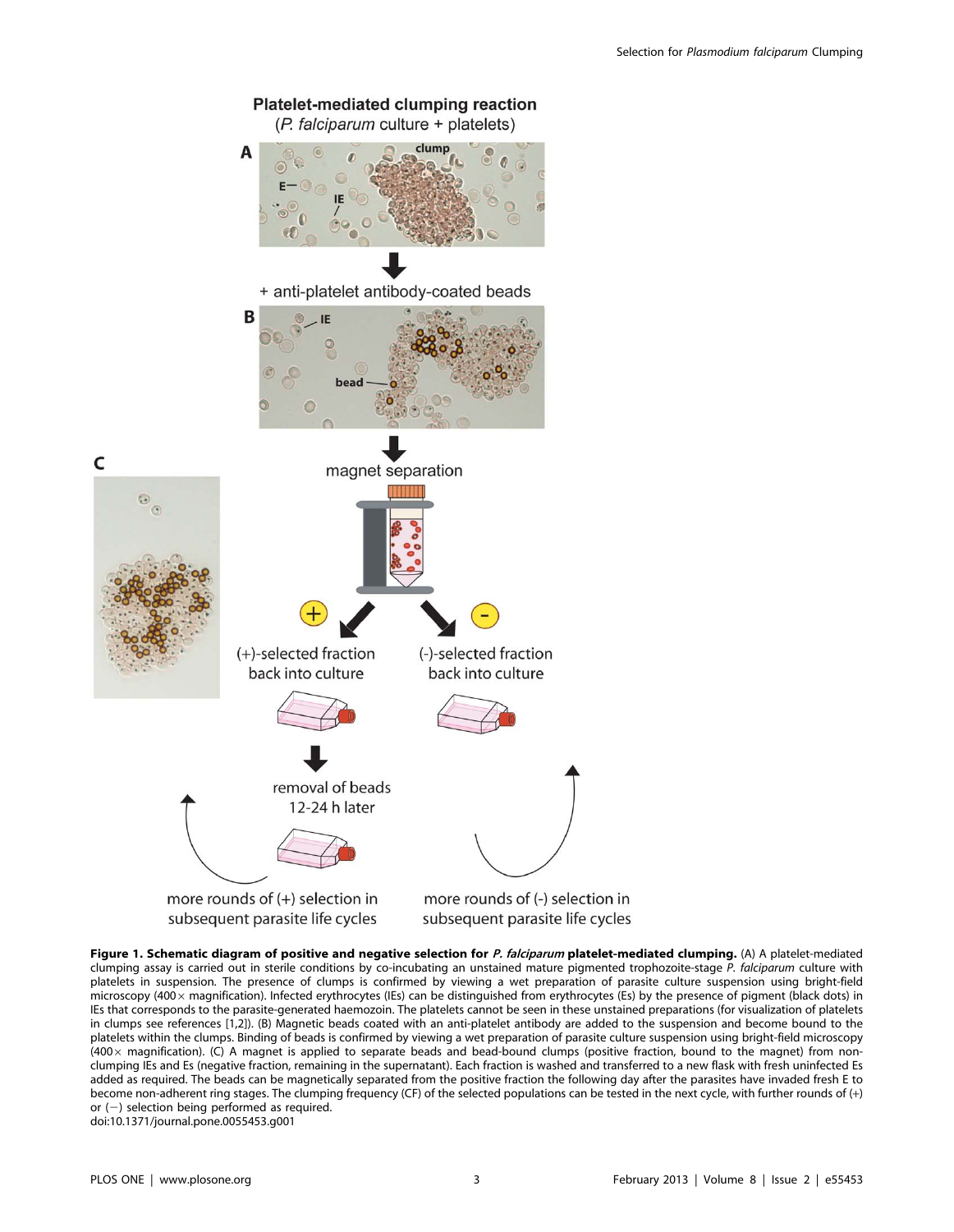Platelet-mediated clumping reaction

(*P. falciparum* culture + platelets)

A

clump

E

IE

+ anti-platelet antibody-coated beads

B

IE

bead

magnet separation

C

(+)-selected fraction back into culture

(-)-selected fraction back into culture

removal of beads 12-24 h later

more rounds of (+) selection in subsequent parasite life cycles

more rounds of (-) selection in subsequent parasite life cycles

**Figure 1. Schematic diagram of positive and negative selection for *P. falciparum* platelet-mediated clumping.** (A) A platelet-mediated clumping assay is carried out in sterile conditions by co-incubating an unstained mature pigmented trophozoite-stage *P. falciparum* culture with platelets in suspension. The presence of clumps is confirmed by viewing a wet preparation of parasite culture suspension using bright-field microscopy (400× magnification). Infected erythrocytes (IEs) can be distinguished from erythrocytes (Es) by the presence of pigment (black dots) in IEs that corresponds to the parasite-generated haemozoin. The platelets cannot be seen in these unstained preparations (for visualization of platelets in clumps see references [1,2]). (B) Magnetic beads coated with an anti-platelet antibody are added to the suspension and become bound to the platelets within the clumps. Binding of beads is confirmed by viewing a wet preparation of parasite culture suspension using bright-field microscopy (400× magnification). (C) A magnet is applied to separate beads and bead-bound clumps (positive fraction, bound to the magnet) from non-clumping IEs and Es (negative fraction, remaining in the supernatant). Each fraction is washed and transferred to a new flask with fresh uninfected Es added as required. The beads can be magnetically separated from the positive fraction the following day after the parasites have invaded fresh E to become non-adherent ring stages. The clumping frequency (CF) of the selected populations can be tested in the next cycle, with further rounds of (+) or (−) selection being performed as required.
doi:10.1371/journal.pone.0055453.g001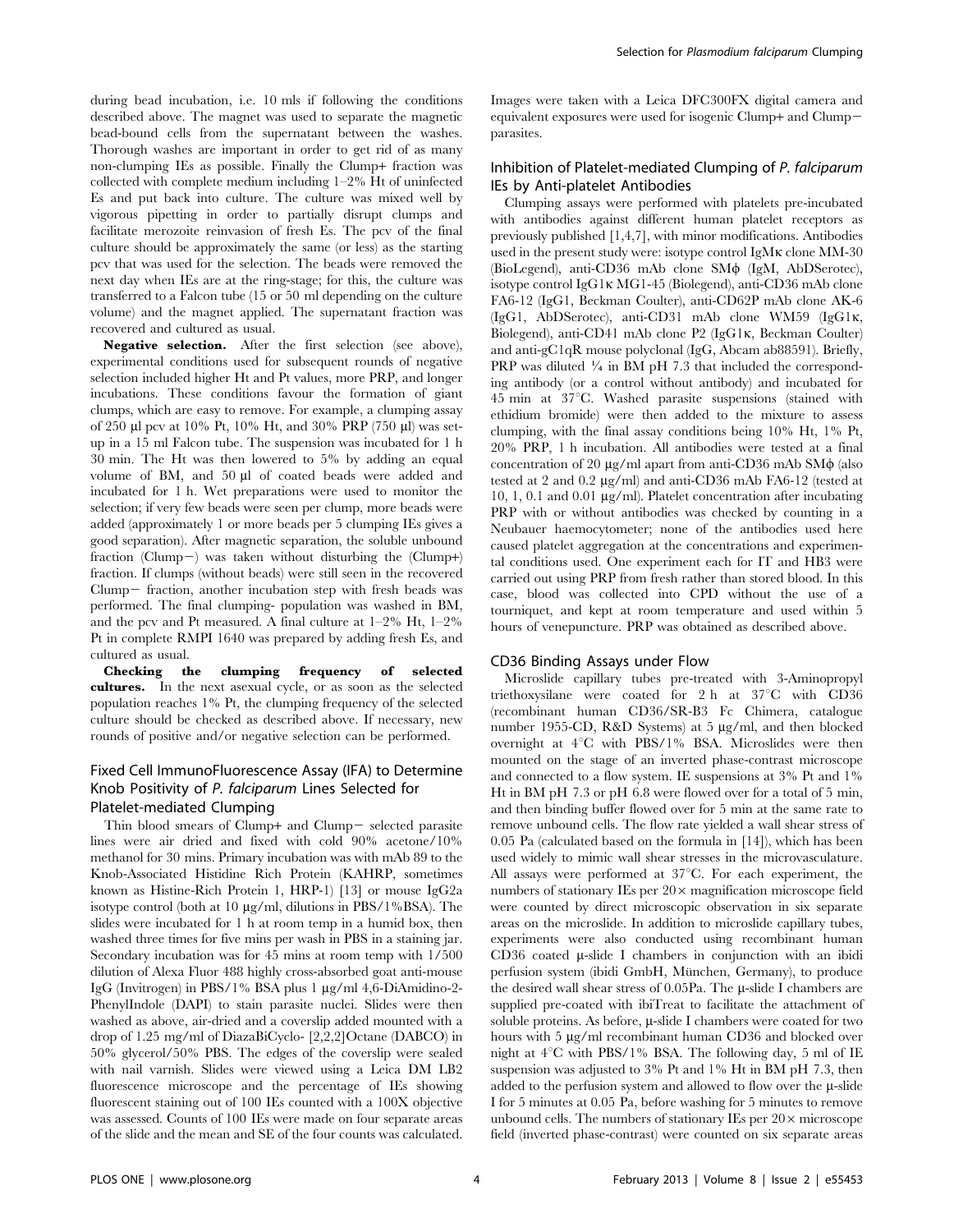during bead incubation, i.e. 10 mls if following the conditions described above. The magnet was used to separate the magnetic bead-bound cells from the supernatant between the washes. Thorough washes are important in order to get rid of as many non-clumping IEs as possible. Finally the Clump+ fraction was collected with complete medium including 1–2% Ht of uninfected Es and put back into culture. The culture was mixed well by vigorous pipetting in order to partially disrupt clumps and facilitate merozoite reinvasion of fresh Es. The pcv of the final culture should be approximately the same (or less) as the starting pcv that was used for the selection. The beads were removed the next day when IEs are at the ring-stage; for this, the culture was transferred to a Falcon tube (15 or 50 ml depending on the culture volume) and the magnet applied. The supernatant fraction was recovered and cultured as usual.

**Negative selection.** After the first selection (see above), experimental conditions used for subsequent rounds of negative selection included higher Ht and Pt values, more PRP, and longer incubations. These conditions favour the formation of giant clumps, which are easy to remove. For example, a clumping assay of 250 µl pcv at 10% Pt, 10% Ht, and 30% PRP (750 µl) was set-up in a 15 ml Falcon tube. The suspension was incubated for 1 h 30 min. The Ht was then lowered to 5% by adding an equal volume of BM, and 50 µl of coated beads were added and incubated for 1 h. Wet preparations were used to monitor the selection; if very few beads were seen per clump, more beads were added (approximately 1 or more beads per 5 clumping IEs gives a good separation). After magnetic separation, the soluble unbound fraction (Clump−) was taken without disturbing the (Clump+) fraction. If clumps (without beads) were still seen in the recovered Clump− fraction, another incubation step with fresh beads was performed. The final clumping- population was washed in BM, and the pcv and Pt measured. A final culture at 1–2% Ht, 1–2% Pt in complete RMPI 1640 was prepared by adding fresh Es, and cultured as usual.

**Checking the clumping frequency of selected cultures.** In the next asexual cycle, or as soon as the selected population reaches 1% Pt, the clumping frequency of the selected culture should be checked as described above. If necessary, new rounds of positive and/or negative selection can be performed.

### Fixed Cell ImmunoFluorescence Assay (IFA) to Determine Knob Positivity of *P. falciparum* Lines Selected for Platelet-mediated Clumping

Thin blood smears of Clump+ and Clump− selected parasite lines were air dried and fixed with cold 90% acetone/10% methanol for 30 mins. Primary incubation was with mAb 89 to the Knob-Associated Histidine Rich Protein (KAHRP, sometimes known as Histine-Rich Protein 1, HRP-1) [13] or mouse IgG2a isotype control (both at 10 µg/ml, dilutions in PBS/1%BSA). The slides were incubated for 1 h at room temp in a humid box, then washed three times for five mins per wash in PBS in a staining jar. Secondary incubation was for 45 mins at room temp with 1/500 dilution of Alexa Fluor 488 highly cross-absorbed goat anti-mouse IgG (Invitrogen) in PBS/1% BSA plus 1 µg/ml 4,6-DiAmidino-2-PhenylIndole (DAPI) to stain parasite nuclei. Slides were then washed as above, air-dried and a coverslip added mounted with a drop of 1.25 mg/ml of DiazaBiCyclo- [2,2,2]Octane (DABCO) in 50% glycerol/50% PBS. The edges of the coverslip were sealed with nail varnish. Slides were viewed using a Leica DM LB2 fluorescence microscope and the percentage of IEs showing fluorescent staining out of 100 IEs counted with a 100X objective was assessed. Counts of 100 IEs were made on four separate areas of the slide and the mean and SE of the four counts was calculated. Images were taken with a Leica DFC300FX digital camera and equivalent exposures were used for isogenic Clump+ and Clump− parasites.

### Inhibition of Platelet-mediated Clumping of *P. falciparum* IEs by Anti-platelet Antibodies

Clumping assays were performed with platelets pre-incubated with antibodies against different human platelet receptors as previously published [1,4,7], with minor modifications. Antibodies used in the present study were: isotype control IgMκ clone MM-30 (BioLegend), anti-CD36 mAb clone SMϕ (IgM, AbDSerotec), isotype control IgG1κ MG1-45 (Biolegend), anti-CD36 mAb clone FA6-12 (IgG1, Beckman Coulter), anti-CD62P mAb clone AK-6 (IgG1, AbDSerotec), anti-CD31 mAb clone WM59 (IgG1κ, Biolegend), anti-CD41 mAb clone P2 (IgG1κ, Beckman Coulter) and anti-gC1qR mouse polyclonal (IgG, Abcam ab88591). Briefly, PRP was diluted ¼ in BM pH 7.3 that included the corresponding antibody (or a control without antibody) and incubated for 45 min at 37°C. Washed parasite suspensions (stained with ethidium bromide) were then added to the mixture to assess clumping, with the final assay conditions being 10% Ht, 1% Pt, 20% PRP, 1 h incubation. All antibodies were tested at a final concentration of 20 µg/ml apart from anti-CD36 mAb SMϕ (also tested at 2 and 0.2 µg/ml) and anti-CD36 mAb FA6-12 (tested at 10, 1, 0.1 and 0.01 µg/ml). Platelet concentration after incubating PRP with or without antibodies was checked by counting in a Neubauer haemocytometer; none of the antibodies used here caused platelet aggregation at the concentrations and experimental conditions used. One experiment each for IT and HB3 were carried out using PRP from fresh rather than stored blood. In this case, blood was collected into CPD without the use of a tourniquet, and kept at room temperature and used within 5 hours of venepuncture. PRP was obtained as described above.

### CD36 Binding Assays under Flow

Microslide capillary tubes pre-treated with 3-Aminopropyl triethoxysilane were coated for 2 h at 37°C with CD36 (recombinant human CD36/SR-B3 Fc Chimera, catalogue number 1955-CD, R&D Systems) at 5 µg/ml, and then blocked overnight at 4°C with PBS/1% BSA. Microslides were then mounted on the stage of an inverted phase-contrast microscope and connected to a flow system. IE suspensions at 3% Pt and 1% Ht in BM pH 7.3 or pH 6.8 were flowed over for a total of 5 min, and then binding buffer flowed over for 5 min at the same rate to remove unbound cells. The flow rate yielded a wall shear stress of 0.05 Pa (calculated based on the formula in [14]), which has been used widely to mimic wall shear stresses in the microvasculature. All assays were performed at 37°C. For each experiment, the numbers of stationary IEs per 20× magnification microscope field were counted by direct microscopic observation in six separate areas on the microslide. In addition to microslide capillary tubes, experiments were also conducted using recombinant human CD36 coated µ-slide I chambers in conjunction with an ibidi perfusion system (ibidi GmbH, München, Germany), to produce the desired wall shear stress of 0.05Pa. The µ-slide I chambers are supplied pre-coated with ibiTreat to facilitate the attachment of soluble proteins. As before, µ-slide I chambers were coated for two hours with 5 µg/ml recombinant human CD36 and blocked over night at 4°C with PBS/1% BSA. The following day, 5 ml of IE suspension was adjusted to 3% Pt and 1% Ht in BM pH 7.3, then added to the perfusion system and allowed to flow over the µ-slide I for 5 minutes at 0.05 Pa, before washing for 5 minutes to remove unbound cells. The numbers of stationary IEs per 20× microscope field (inverted phase-contrast) were counted on six separate areas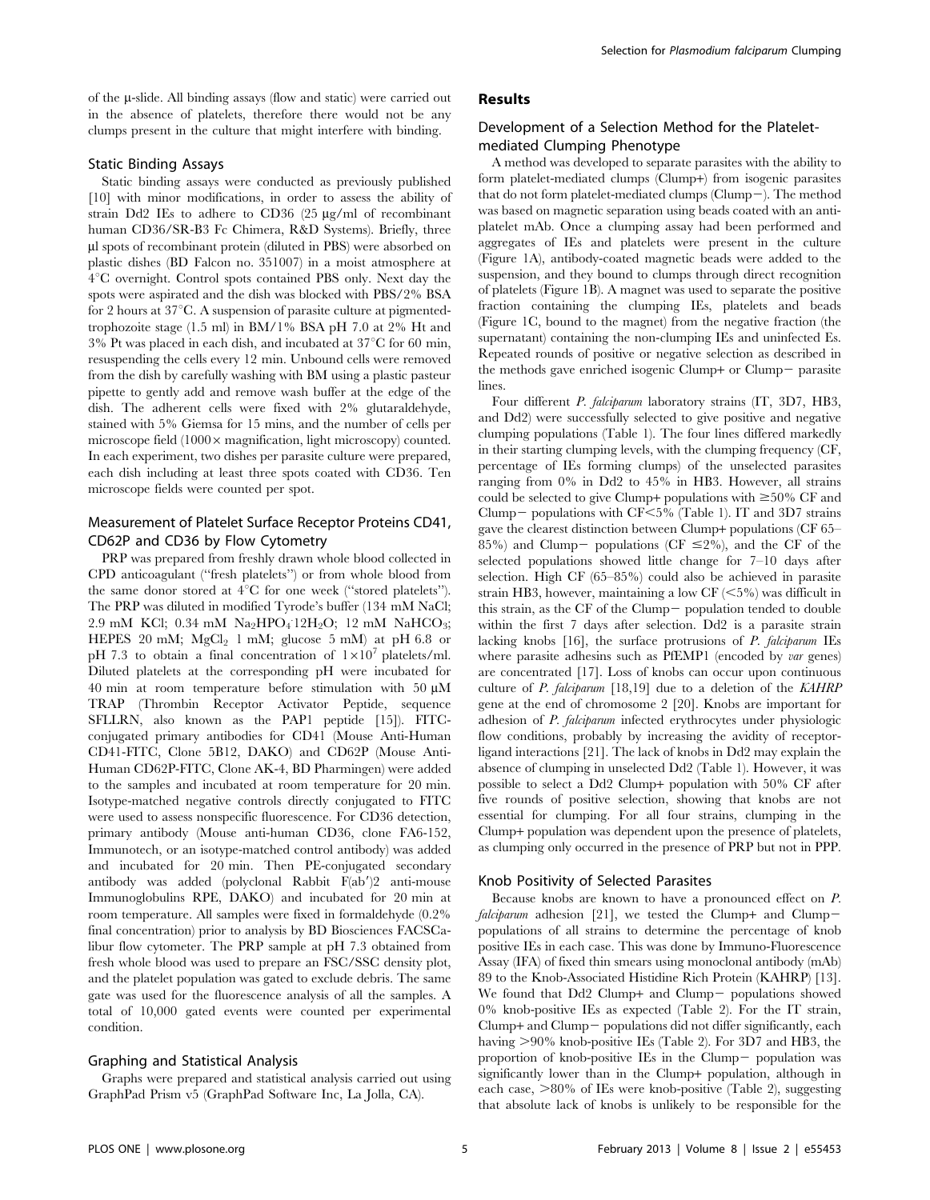of the µ-slide. All binding assays (flow and static) were carried out in the absence of platelets, therefore there would not be any clumps present in the culture that might interfere with binding.

### Static Binding Assays

Static binding assays were conducted as previously published [10] with minor modifications, in order to assess the ability of strain Dd2 IEs to adhere to CD36 (25 µg/ml of recombinant human CD36/SR-B3 Fc Chimera, R&D Systems). Briefly, three µl spots of recombinant protein (diluted in PBS) were absorbed on plastic dishes (BD Falcon no. 351007) in a moist atmosphere at 4°C overnight. Control spots contained PBS only. Next day the spots were aspirated and the dish was blocked with PBS/2% BSA for 2 hours at 37°C. A suspension of parasite culture at pigmented-trophozoite stage (1.5 ml) in BM/1% BSA pH 7.0 at 2% Ht and 3% Pt was placed in each dish, and incubated at 37°C for 60 min, resuspending the cells every 12 min. Unbound cells were removed from the dish by carefully washing with BM using a plastic pasteur pipette to gently add and remove wash buffer at the edge of the dish. The adherent cells were fixed with 2% glutaraldehyde, stained with 5% Giemsa for 15 mins, and the number of cells per microscope field (1000× magnification, light microscopy) counted. In each experiment, two dishes per parasite culture were prepared, each dish including at least three spots coated with CD36. Ten microscope fields were counted per spot.

### Measurement of Platelet Surface Receptor Proteins CD41, CD62P and CD36 by Flow Cytometry

PRP was prepared from freshly drawn whole blood collected in CPD anticoagulant ("fresh platelets") or from whole blood from the same donor stored at 4°C for one week ("stored platelets"). The PRP was diluted in modified Tyrode's buffer (134 mM NaCl; 2.9 mM KCl; 0.34 mM $Na_2HPO_4 \cdot 12H_2O$; 12 mM $NaHCO_3$; HEPES 20 mM; $MgCl_2$ 1 mM; glucose 5 mM) at pH 6.8 or pH 7.3 to obtain a final concentration of $1 \times 10^7$ platelets/ml. Diluted platelets at the corresponding pH were incubated for 40 min at room temperature before stimulation with 50 µM TRAP (Thrombin Receptor Activator Peptide, sequence SFLLRN, also known as the PAP1 peptide [15]). FITC-conjugated primary antibodies for CD41 (Mouse Anti-Human CD41-FITC, Clone 5B12, DAKO) and CD62P (Mouse Anti-Human CD62P-FITC, Clone AK-4, BD Pharmingen) were added to the samples and incubated at room temperature for 20 min. Isotype-matched negative controls directly conjugated to FITC were used to assess nonspecific fluorescence. For CD36 detection, primary antibody (Mouse anti-human CD36, clone FA6-152, Immunotech, or an isotype-matched control antibody) was added and incubated for 20 min. Then PE-conjugated secondary antibody was added (polyclonal Rabbit F(ab′)2 anti-mouse Immunoglobulins RPE, DAKO) and incubated for 20 min at room temperature. All samples were fixed in formaldehyde (0.2% final concentration) prior to analysis by BD Biosciences FACSCalibur flow cytometer. The PRP sample at pH 7.3 obtained from fresh whole blood was used to prepare an FSC/SSC density plot, and the platelet population was gated to exclude debris. The same gate was used for the fluorescence analysis of all the samples. A total of 10,000 gated events were counted per experimental condition.

### Graphing and Statistical Analysis

Graphs were prepared and statistical analysis carried out using GraphPad Prism v5 (GraphPad Software Inc, La Jolla, CA).

## Results

### Development of a Selection Method for the Platelet-mediated Clumping Phenotype

A method was developed to separate parasites with the ability to form platelet-mediated clumps (Clump+) from isogenic parasites that do not form platelet-mediated clumps (Clump−). The method was based on magnetic separation using beads coated with an anti-platelet mAb. Once a clumping assay had been performed and aggregates of IEs and platelets were present in the culture (Figure 1A), antibody-coated magnetic beads were added to the suspension, and they bound to clumps through direct recognition of platelets (Figure 1B). A magnet was used to separate the positive fraction containing the clumping IEs, platelets and beads (Figure 1C, bound to the magnet) from the negative fraction (the supernatant) containing the non-clumping IEs and uninfected Es. Repeated rounds of positive or negative selection as described in the methods gave enriched isogenic Clump+ or Clump− parasite lines.

Four different *P. falciparum* laboratory strains (IT, 3D7, HB3, and Dd2) were successfully selected to give positive and negative clumping populations (Table 1). The four lines differed markedly in their starting clumping levels, with the clumping frequency (CF, percentage of IEs forming clumps) of the unselected parasites ranging from 0% in Dd2 to 45% in HB3. However, all strains could be selected to give Clump+ populations with ≥50% CF and Clump− populations with CF<5% (Table 1). IT and 3D7 strains gave the clearest distinction between Clump+ populations (CF 65–85%) and Clump− populations (CF ≤2%), and the CF of the selected populations showed little change for 7–10 days after selection. High CF (65–85%) could also be achieved in parasite strain HB3, however, maintaining a low CF (<5%) was difficult in this strain, as the CF of the Clump− population tended to double within the first 7 days after selection. Dd2 is a parasite strain lacking knobs [16], the surface protrusions of *P. falciparum* IEs where parasite adhesins such as PfEMP1 (encoded by *var* genes) are concentrated [17]. Loss of knobs can occur upon continuous culture of *P. falciparum* [18,19] due to a deletion of the *KAHRP* gene at the end of chromosome 2 [20]. Knobs are important for adhesion of *P. falciparum* infected erythrocytes under physiologic flow conditions, probably by increasing the avidity of receptor-ligand interactions [21]. The lack of knobs in Dd2 may explain the absence of clumping in unselected Dd2 (Table 1). However, it was possible to select a Dd2 Clump+ population with 50% CF after five rounds of positive selection, showing that knobs are not essential for clumping. For all four strains, clumping in the Clump+ population was dependent upon the presence of platelets, as clumping only occurred in the presence of PRP but not in PPP.

### Knob Positivity of Selected Parasites

Because knobs are known to have a pronounced effect on *P. falciparum* adhesion [21], we tested the Clump+ and Clump− populations of all strains to determine the percentage of knob positive IEs in each case. This was done by Immuno-Fluorescence Assay (IFA) of fixed thin smears using monoclonal antibody (mAb) 89 to the Knob-Associated Histidine Rich Protein (KAHRP) [13]. We found that Dd2 Clump+ and Clump− populations showed 0% knob-positive IEs as expected (Table 2). For the IT strain, Clump+ and Clump− populations did not differ significantly, each having >90% knob-positive IEs (Table 2). For 3D7 and HB3, the proportion of knob-positive IEs in the Clump− population was significantly lower than in the Clump+ population, although in each case, >80% of IEs were knob-positive (Table 2), suggesting that absolute lack of knobs is unlikely to be responsible for the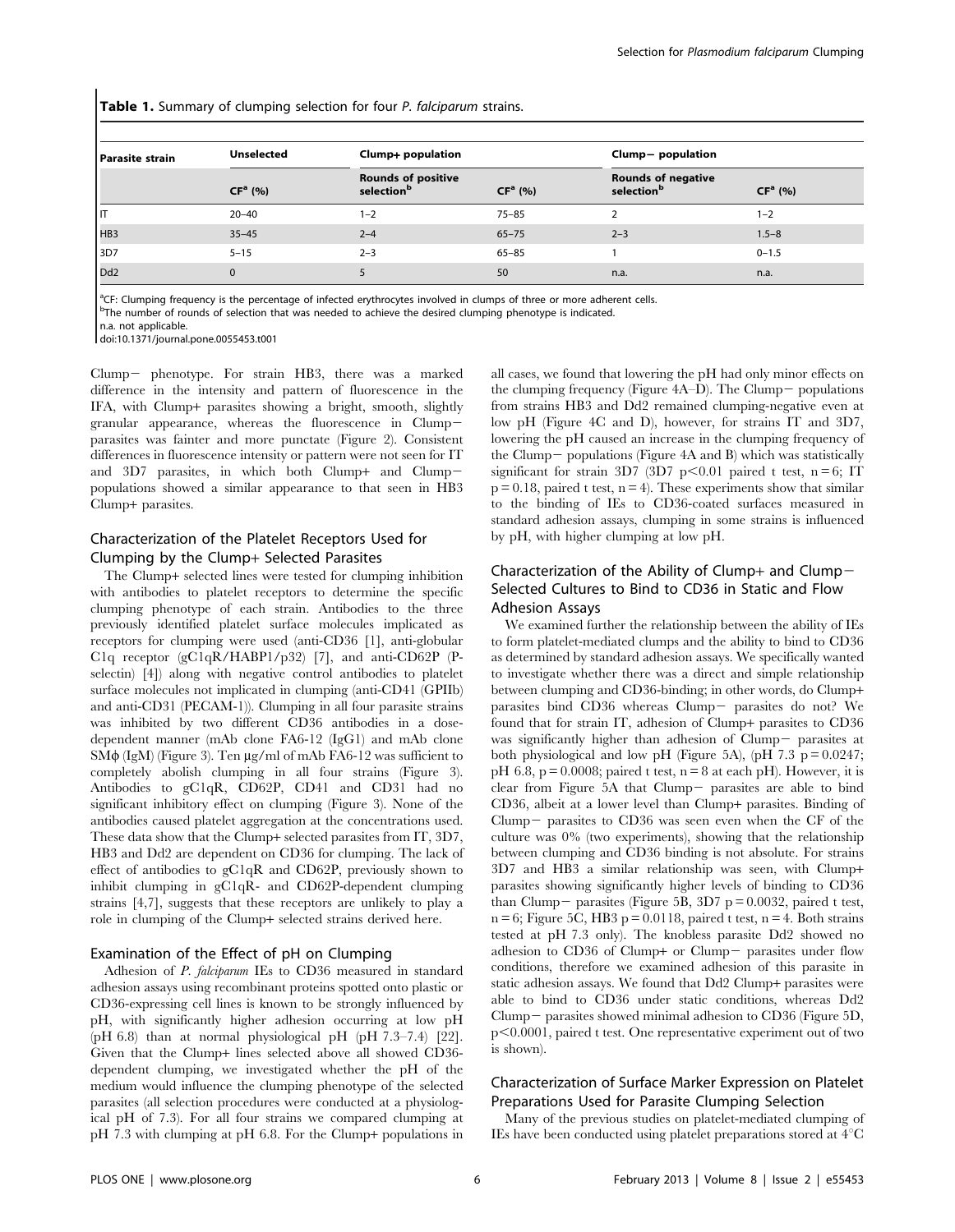**Table 1.** Summary of clumping selection for four *P. falciparum* strains.

| Parasite strain | Unselected | Clump+ population | | Clump− population | |
|---|---|---|---|---|---|
| | CF[a] (%) | Rounds of positive selection[b] | CF[a] (%) | Rounds of negative selection[b] | CF[a] (%) |
| IT | 20–40 | 1–2 | 75–85 | 2 | 1–2 |
| HB3 | 35–45 | 2–4 | 65–75 | 2–3 | 1.5–8 |
| 3D7 | 5–15 | 2–3 | 65–85 | 1 | 0–1.5 |
| Dd2 | 0 | 5 | 50 | n.a. | n.a. |

[a]CF: Clumping frequency is the percentage of infected erythrocytes involved in clumps of three or more adherent cells.
[b]The number of rounds of selection that was needed to achieve the desired clumping phenotype is indicated.
n.a. not applicable.
doi:10.1371/journal.pone.0055453.t001

Clump− phenotype. For strain HB3, there was a marked difference in the intensity and pattern of fluorescence in the IFA, with Clump+ parasites showing a bright, smooth, slightly granular appearance, whereas the fluorescence in Clump− parasites was fainter and more punctate (Figure 2). Consistent differences in fluorescence intensity or pattern were not seen for IT and 3D7 parasites, in which both Clump+ and Clump− populations showed a similar appearance to that seen in HB3 Clump+ parasites.

## Characterization of the Platelet Receptors Used for Clumping by the Clump+ Selected Parasites

The Clump+ selected lines were tested for clumping inhibition with antibodies to platelet receptors to determine the specific clumping phenotype of each strain. Antibodies to the three previously identified platelet surface molecules implicated as receptors for clumping were used (anti-CD36 [1], anti-globular C1q receptor (gC1qR/HABP1/p32) [7], and anti-CD62P (P-selectin) [4]) along with negative control antibodies to platelet surface molecules not implicated in clumping (anti-CD41 (GPIIb) and anti-CD31 (PECAM-1)). Clumping in all four parasite strains was inhibited by two different CD36 antibodies in a dose-dependent manner (mAb clone FA6-12 (IgG1) and mAb clone SMϕ (IgM) (Figure 3). Ten μg/ml of mAb FA6-12 was sufficient to completely abolish clumping in all four strains (Figure 3). Antibodies to gC1qR, CD62P, CD41 and CD31 had no significant inhibitory effect on clumping (Figure 3). None of the antibodies caused platelet aggregation at the concentrations used. These data show that the Clump+ selected parasites from IT, 3D7, HB3 and Dd2 are dependent on CD36 for clumping. The lack of effect of antibodies to gC1qR and CD62P, previously shown to inhibit clumping in gC1qR- and CD62P-dependent clumping strains [4,7], suggests that these receptors are unlikely to play a role in clumping of the Clump+ selected strains derived here.

## Examination of the Effect of pH on Clumping

Adhesion of *P. falciparum* IEs to CD36 measured in standard adhesion assays using recombinant proteins spotted onto plastic or CD36-expressing cell lines is known to be strongly influenced by pH, with significantly higher adhesion occurring at low pH (pH 6.8) than at normal physiological pH (pH 7.3–7.4) [22]. Given that the Clump+ lines selected above all showed CD36-dependent clumping, we investigated whether the pH of the medium would influence the clumping phenotype of the selected parasites (all selection procedures were conducted at a physiological pH of 7.3). For all four strains we compared clumping at pH 7.3 with clumping at pH 6.8. For the Clump+ populations in all cases, we found that lowering the pH had only minor effects on the clumping frequency (Figure 4A–D). The Clump− populations from strains HB3 and Dd2 remained clumping-negative even at low pH (Figure 4C and D), however, for strains IT and 3D7, lowering the pH caused an increase in the clumping frequency of the Clump− populations (Figure 4A and B) which was statistically significant for strain 3D7 (3D7 $p<0.01$ paired t test, $n=6$; IT $p=0.18$, paired t test, $n=4$). These experiments show that similar to the binding of IEs to CD36-coated surfaces measured in standard adhesion assays, clumping in some strains is influenced by pH, with higher clumping at low pH.

## Characterization of the Ability of Clump+ and Clump− Selected Cultures to Bind to CD36 in Static and Flow Adhesion Assays

We examined further the relationship between the ability of IEs to form platelet-mediated clumps and the ability to bind to CD36 as determined by standard adhesion assays. We specifically wanted to investigate whether there was a direct and simple relationship between clumping and CD36-binding; in other words, do Clump+ parasites bind CD36 whereas Clump− parasites do not? We found that for strain IT, adhesion of Clump+ parasites to CD36 was significantly higher than adhesion of Clump− parasites at both physiological and low pH (Figure 5A), (pH 7.3 $p=0.0247$; pH 6.8, $p=0.0008$; paired t test, $n=8$ at each pH). However, it is clear from Figure 5A that Clump− parasites are able to bind CD36, albeit at a lower level than Clump+ parasites. Binding of Clump− parasites to CD36 was seen even when the CF of the culture was 0% (two experiments), showing that the relationship between clumping and CD36 binding is not absolute. For strains 3D7 and HB3 a similar relationship was seen, with Clump+ parasites showing significantly higher levels of binding to CD36 than Clump− parasites (Figure 5B, 3D7 $p=0.0032$, paired t test, $n=6$; Figure 5C, HB3 $p=0.0118$, paired t test, $n=4$. Both strains tested at pH 7.3 only). The knobless parasite Dd2 showed no adhesion to CD36 of Clump+ or Clump− parasites under flow conditions, therefore we examined adhesion of this parasite in static adhesion assays. We found that Dd2 Clump+ parasites were able to bind to CD36 under static conditions, whereas Dd2 Clump− parasites showed minimal adhesion to CD36 (Figure 5D, $p<0.0001$, paired t test. One representative experiment out of two is shown).

## Characterization of Surface Marker Expression on Platelet Preparations Used for Parasite Clumping Selection

Many of the previous studies on platelet-mediated clumping of IEs have been conducted using platelet preparations stored at 4°C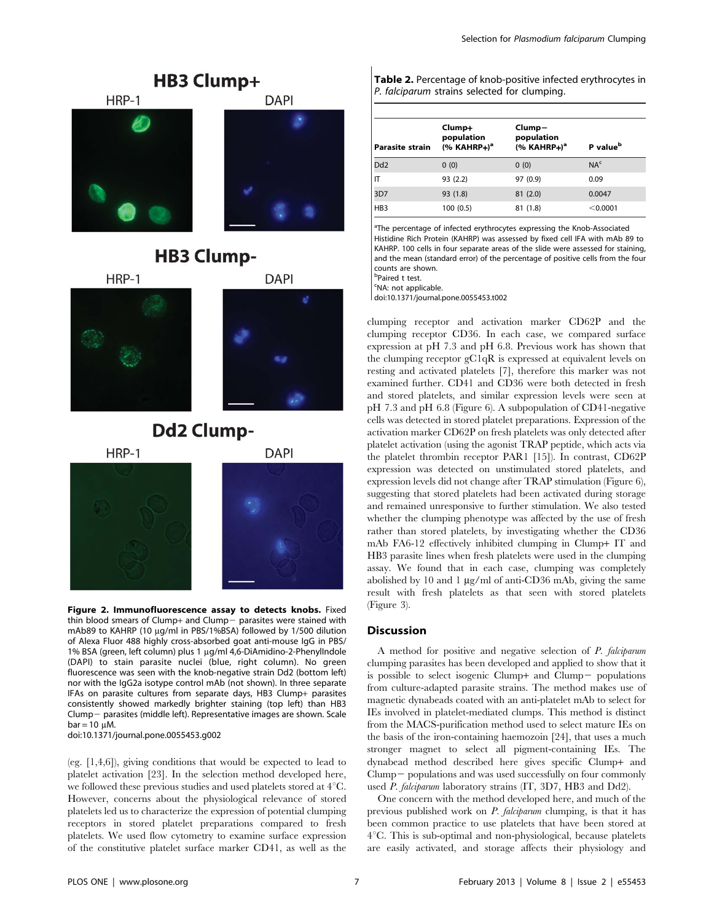Figure 2. Immunofluorescence assay to detects knobs. Fixed thin blood smears of Clump+ and Clump− parasites were stained with mAb89 to KAHRP (10 μg/ml in PBS/1%BSA) followed by 1/500 dilution of Alexa Fluor 488 highly cross-absorbed goat anti-mouse IgG in PBS/1% BSA (green, left column) plus 1 μg/ml 4,6-DiAmidino-2-PhenylIndole (DAPI) to stain parasite nuclei (blue, right column). No green fluorescence was seen with the knob-negative strain Dd2 (bottom left) nor with the IgG2a isotype control mAb (not shown). In three separate IFAs on parasite cultures from separate days, HB3 Clump+ parasites consistently showed markedly brighter staining (top left) than HB3 Clump− parasites (middle left). Representative images are shown. Scale bar = 10 μM.

doi:10.1371/journal.pone.0055453.g002

(eg. [1,4,6]), giving conditions that would be expected to lead to platelet activation [23]. In the selection method developed here, we followed these previous studies and used platelets stored at 4°C. However, concerns about the physiological relevance of stored platelets led us to characterize the expression of potential clumping receptors in stored platelet preparations compared to fresh platelets. We used flow cytometry to examine surface expression of the constitutive platelet surface marker CD41, as well as the clumping receptor and activation marker CD62P and the clumping receptor CD36. In each case, we compared surface expression at pH 7.3 and pH 6.8. Previous work has shown that the clumping receptor gC1qR is expressed at equivalent levels on resting and activated platelets [7], therefore this marker was not examined further. CD41 and CD36 were both detected in fresh and stored platelets, and similar expression levels were seen at pH 7.3 and pH 6.8 (Figure 6). A subpopulation of CD41-negative cells was detected in stored platelet preparations. Expression of the activation marker CD62P on fresh platelets was only detected after platelet activation (using the agonist TRAP peptide, which acts via the platelet thrombin receptor PAR1 [15]). In contrast, CD62P expression was detected on unstimulated stored platelets, and expression levels did not change after TRAP stimulation (Figure 6), suggesting that stored platelets had been activated during storage and remained unresponsive to further stimulation. We also tested whether the clumping phenotype was affected by the use of fresh rather than stored platelets, by investigating whether the CD36 mAb FA6-12 effectively inhibited clumping in Clump+ IT and HB3 parasite lines when fresh platelets were used in the clumping assay. We found that in each case, clumping was completely abolished by 10 and 1 μg/ml of anti-CD36 mAb, giving the same result with fresh platelets as that seen with stored platelets (Figure 3).

**Table 2.** Percentage of knob-positive infected erythrocytes in *P. falciparum* strains selected for clumping.

| Parasite strain | Clump+ population (% KAHRP+)[a] | Clump− population (% KAHRP+)[a] | P value[b] |
|---|---|---|---|
| Dd2 | 0 (0) | 0 (0) | NA[c] |
| IT | 93 (2.2) | 97 (0.9) | 0.09 |
| 3D7 | 93 (1.8) | 81 (2.0) | 0.0047 |
| HB3 | 100 (0.5) | 81 (1.8) | <0.0001 |

[a]The percentage of infected erythrocytes expressing the Knob-Associated Histidine Rich Protein (KAHRP) was assessed by fixed cell IFA with mAb 89 to KAHRP. 100 cells in four separate areas of the slide were assessed for staining, and the mean (standard error) of the percentage of positive cells from the four counts are shown.
[b]Paired t test.
[c]NA: not applicable.
doi:10.1371/journal.pone.0055453.t002

## Discussion

A method for positive and negative selection of *P. falciparum* clumping parasites has been developed and applied to show that it is possible to select isogenic Clump+ and Clump− populations from culture-adapted parasite strains. The method makes use of magnetic dynabeads coated with an anti-platelet mAb to select for IEs involved in platelet-mediated clumps. This method is distinct from the MACS-purification method used to select mature IEs on the basis of the iron-containing haemozoin [24], that uses a much stronger magnet to select all pigment-containing IEs. The dynabead method described here gives specific Clump+ and Clump− populations and was used successfully on four commonly used *P. falciparum* laboratory strains (IT, 3D7, HB3 and Dd2).

One concern with the method developed here, and much of the previous published work on *P. falciparum* clumping, is that it has been common practice to use platelets that have been stored at 4°C. This is sub-optimal and non-physiological, because platelets are easily activated, and storage affects their physiology and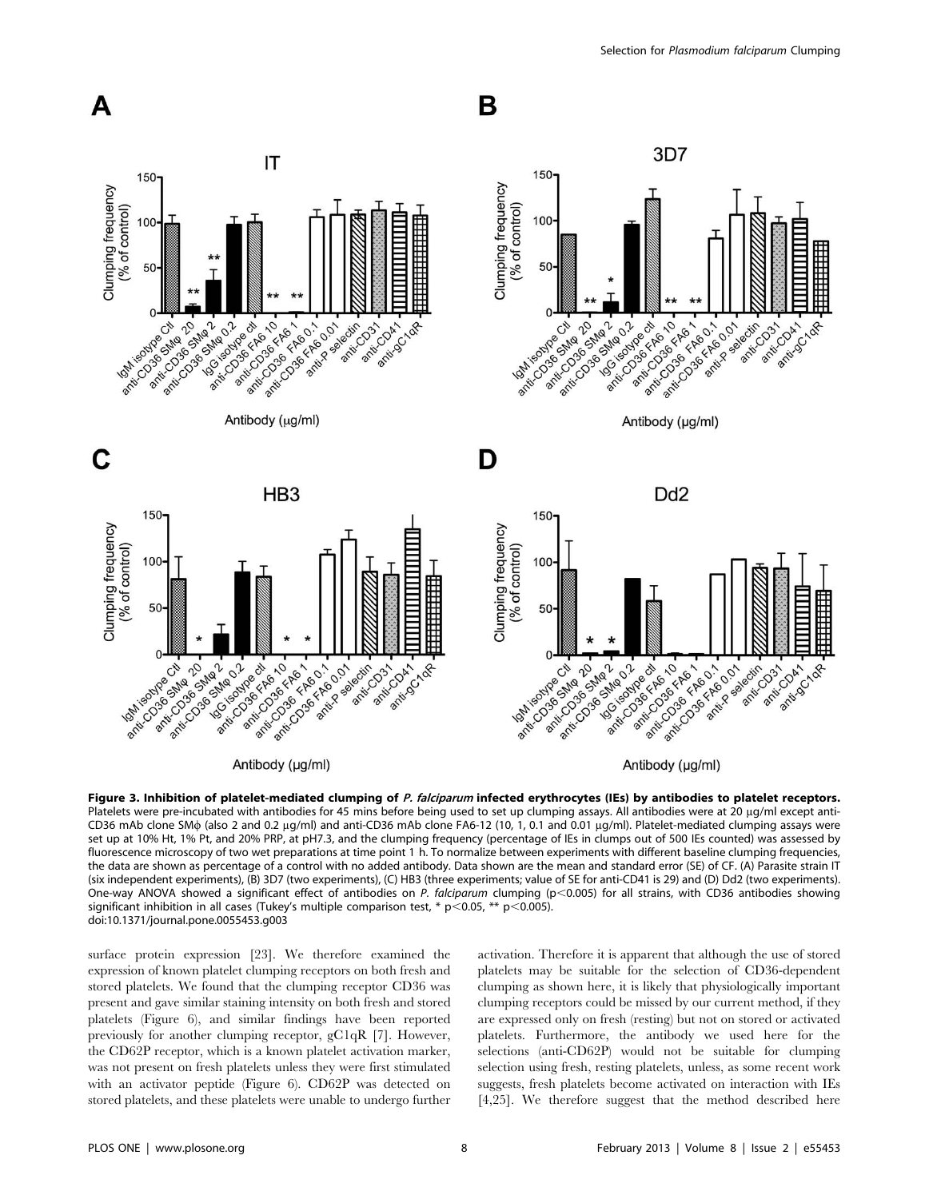**Figure 3. Inhibition of platelet-mediated clumping of *P. falciparum* infected erythrocytes (IEs) by antibodies to platelet receptors.** Platelets were pre-incubated with antibodies for 45 mins before being used to set up clumping assays. All antibodies were at 20 µg/ml except anti-CD36 mAb clone SMϕ (also 2 and 0.2 µg/ml) and anti-CD36 mAb clone FA6-12 (10, 1, 0.1 and 0.01 µg/ml). Platelet-mediated clumping assays were set up at 10% Ht, 1% Pt, and 20% PRP, at pH7.3, and the clumping frequency (percentage of IEs in clumps out of 500 IEs counted) was assessed by fluorescence microscopy of two wet preparations at time point 1 h. To normalize between experiments with different baseline clumping frequencies, the data are shown as percentage of a control with no added antibody. Data shown are the mean and standard error (SE) of CF. (A) Parasite strain IT (six independent experiments), (B) 3D7 (two experiments), (C) HB3 (three experiments; value of SE for anti-CD41 is 29) and (D) Dd2 (two experiments). One-way ANOVA showed a significant effect of antibodies on *P. falciparum* clumping ($p<0.005$) for all strains, with CD36 antibodies showing significant inhibition in all cases (Tukey's multiple comparison test, * $p<0.05$, ** $p<0.005$).
doi:10.1371/journal.pone.0055453.g003

surface protein expression [23]. We therefore examined the expression of known platelet clumping receptors on both fresh and stored platelets. We found that the clumping receptor CD36 was present and gave similar staining intensity on both fresh and stored platelets (Figure 6), and similar findings have been reported previously for another clumping receptor, gC1qR [7]. However, the CD62P receptor, which is a known platelet activation marker, was not present on fresh platelets unless they were first stimulated with an activator peptide (Figure 6). CD62P was detected on stored platelets, and these platelets were unable to undergo further activation. Therefore it is apparent that although the use of stored platelets may be suitable for the selection of CD36-dependent clumping as shown here, it is likely that physiologically important clumping receptors could be missed by our current method, if they are expressed only on fresh (resting) but not on stored or activated platelets. Furthermore, the antibody we used here for the selections (anti-CD62P) would not be suitable for clumping selection using fresh, resting platelets, unless, as some recent work suggests, fresh platelets become activated on interaction with IEs [4,25]. We therefore suggest that the method described here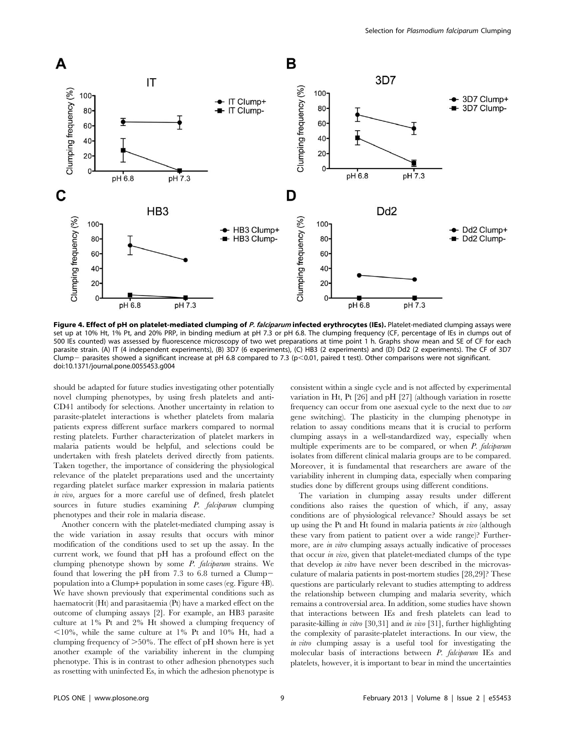**Figure 4. Effect of pH on platelet-mediated clumping of *P. falciparum* infected erythrocytes (IEs).** Platelet-mediated clumping assays were set up at 10% Ht, 1% Pt, and 20% PRP, in binding medium at pH 7.3 or pH 6.8. The clumping frequency (CF, percentage of IEs in clumps out of 500 IEs counted) was assessed by fluorescence microscopy of two wet preparations at time point 1 h. Graphs show mean and SE of CF for each parasite strain. (A) IT (4 independent experiments), (B) 3D7 (6 experiments), (C) HB3 (2 experiments) and (D) Dd2 (2 experiments). The CF of 3D7 Clump− parasites showed a significant increase at pH 6.8 compared to 7.3 ($p<0.01$, paired t test). Other comparisons were not significant.
doi:10.1371/journal.pone.0055453.g004

should be adapted for future studies investigating other potentially novel clumping phenotypes, by using fresh platelets and anti-CD41 antibody for selections. Another uncertainty in relation to parasite-platelet interactions is whether platelets from malaria patients express different surface markers compared to normal resting platelets. Further characterization of platelet markers in malaria patients would be helpful, and selections could be undertaken with fresh platelets derived directly from patients. Taken together, the importance of considering the physiological relevance of the platelet preparations used and the uncertainty regarding platelet surface marker expression in malaria patients *in vivo*, argues for a more careful use of defined, fresh platelet sources in future studies examining *P. falciparum* clumping phenotypes and their role in malaria disease.

Another concern with the platelet-mediated clumping assay is the wide variation in assay results that occurs with minor modification of the conditions used to set up the assay. In the current work, we found that pH has a profound effect on the clumping phenotype shown by some *P. falciparum* strains. We found that lowering the pH from 7.3 to 6.8 turned a Clump− population into a Clump+ population in some cases (eg. Figure 4B). We have shown previously that experimental conditions such as haematocrit (Ht) and parasitaemia (Pt) have a marked effect on the outcome of clumping assays [2]. For example, an HB3 parasite culture at 1% Pt and 2% Ht showed a clumping frequency of <10%, while the same culture at 1% Pt and 10% Ht, had a clumping frequency of >50%. The effect of pH shown here is yet another example of the variability inherent in the clumping phenotype. This is in contrast to other adhesion phenotypes such as rosetting with uninfected Es, in which the adhesion phenotype is consistent within a single cycle and is not affected by experimental variation in Ht, Pt [26] and pH [27] (although variation in rosette frequency can occur from one asexual cycle to the next due to *var* gene switching). The plasticity in the clumping phenotype in relation to assay conditions means that it is crucial to perform clumping assays in a well-standardized way, especially when multiple experiments are to be compared, or when *P. falciparum* isolates from different clinical malaria groups are to be compared. Moreover, it is fundamental that researchers are aware of the variability inherent in clumping data, especially when comparing studies done by different groups using different conditions.

The variation in clumping assay results under different conditions also raises the question of which, if any, assay conditions are of physiological relevance? Should assays be set up using the Pt and Ht found in malaria patients *in vivo* (although these vary from patient to patient over a wide range)? Furthermore, are *in vitro* clumping assays actually indicative of processes that occur *in vivo*, given that platelet-mediated clumps of the type that develop *in vitro* have never been described in the microvasculature of malaria patients in post-mortem studies [28,29]? These questions are particularly relevant to studies attempting to address the relationship between clumping and malaria severity, which remains a controversial area. In addition, some studies have shown that interactions between IEs and fresh platelets can lead to parasite-killing *in vitro* [30,31] and *in vivo* [31], further highlighting the complexity of parasite-platelet interactions. In our view, the *in vitro* clumping assay is a useful tool for investigating the molecular basis of interactions between *P. falciparum* IEs and platelets, however, it is important to bear in mind the uncertainties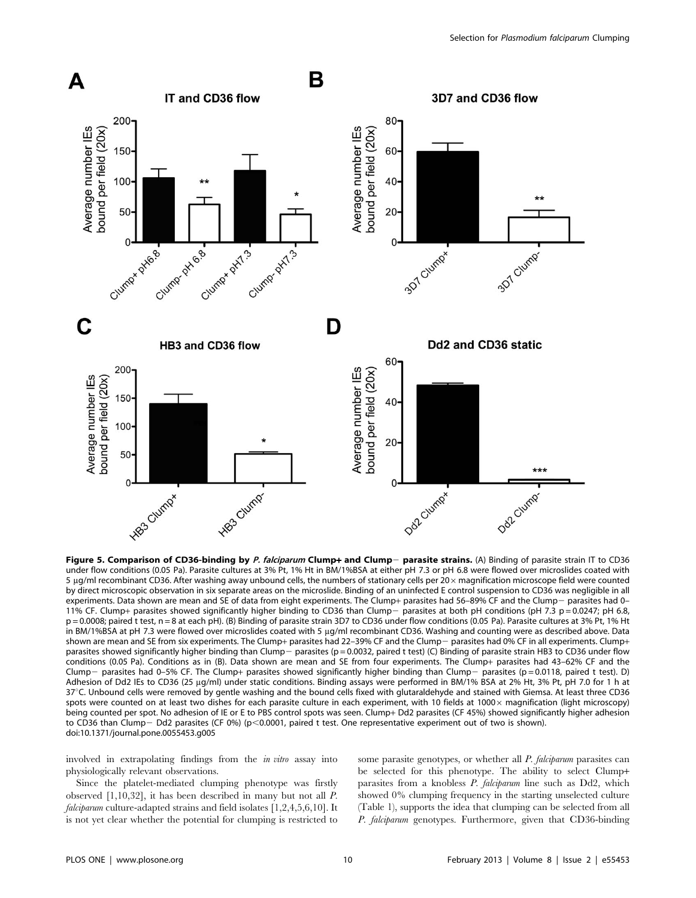**Figure 5. Comparison of CD36-binding by *P. falciparum* Clump+ and Clump− parasite strains.** (A) Binding of parasite strain IT to CD36 under flow conditions (0.05 Pa). Parasite cultures at 3% Pt, 1% Ht in BM/1%BSA at either pH 7.3 or pH 6.8 were flowed over microslides coated with 5 µg/ml recombinant CD36. After washing away unbound cells, the numbers of stationary cells per 20× magnification microscope field were counted by direct microscopic observation in six separate areas on the microslide. Binding of an uninfected E control suspension to CD36 was negligible in all experiments. Data shown are mean and SE of data from eight experiments. The Clump+ parasites had 56–89% CF and the Clump− parasites had 0–11% CF. Clump+ parasites showed significantly higher binding to CD36 than Clump− parasites at both pH conditions (pH 7.3 p = 0.0247; pH 6.8, p = 0.0008; paired t test, n = 8 at each pH). (B) Binding of parasite strain 3D7 to CD36 under flow conditions (0.05 Pa). Parasite cultures at 3% Pt, 1% Ht in BM/1%BSA at pH 7.3 were flowed over microslides coated with 5 µg/ml recombinant CD36. Washing and counting were as described above. Data shown are mean and SE from six experiments. The Clump+ parasites had 22–39% CF and the Clump− parasites had 0% CF in all experiments. Clump+ parasites showed significantly higher binding than Clump− parasites (p = 0.0032, paired t test) (C) Binding of parasite strain HB3 to CD36 under flow conditions (0.05 Pa). Conditions as in (B). Data shown are mean and SE from four experiments. The Clump+ parasites had 43–62% CF and the Clump− parasites had 0–5% CF. The Clump+ parasites showed significantly higher binding than Clump− parasites (p = 0.0118, paired t test). D) Adhesion of Dd2 IEs to CD36 (25 µg/ml) under static conditions. Binding assays were performed in BM/1% BSA at 2% Ht, 3% Pt, pH 7.0 for 1 h at 37°C. Unbound cells were removed by gentle washing and the bound cells fixed with glutaraldehyde and stained with Giemsa. At least three CD36 spots were counted on at least two dishes for each parasite culture in each experiment, with 10 fields at 1000× magnification (light microscopy) being counted per spot. No adhesion of IE or E to PBS control spots was seen. Clump+ Dd2 parasites (CF 45%) showed significantly higher adhesion to CD36 than Clump− Dd2 parasites (CF 0%) (p<0.0001, paired t test. One representative experiment out of two is shown).
doi:10.1371/journal.pone.0055453.g005

involved in extrapolating findings from the *in vitro* assay into physiologically relevant observations.

Since the platelet-mediated clumping phenotype was firstly observed [1,10,32], it has been described in many but not all *P. falciparum* culture-adapted strains and field isolates [1,2,4,5,6,10]. It is not yet clear whether the potential for clumping is restricted to some parasite genotypes, or whether all *P. falciparum* parasites can be selected for this phenotype. The ability to select Clump+ parasites from a knobless *P. falciparum* line such as Dd2, which showed 0% clumping frequency in the starting unselected culture (Table 1), supports the idea that clumping can be selected from all *P. falciparum* genotypes. Furthermore, given that CD36-binding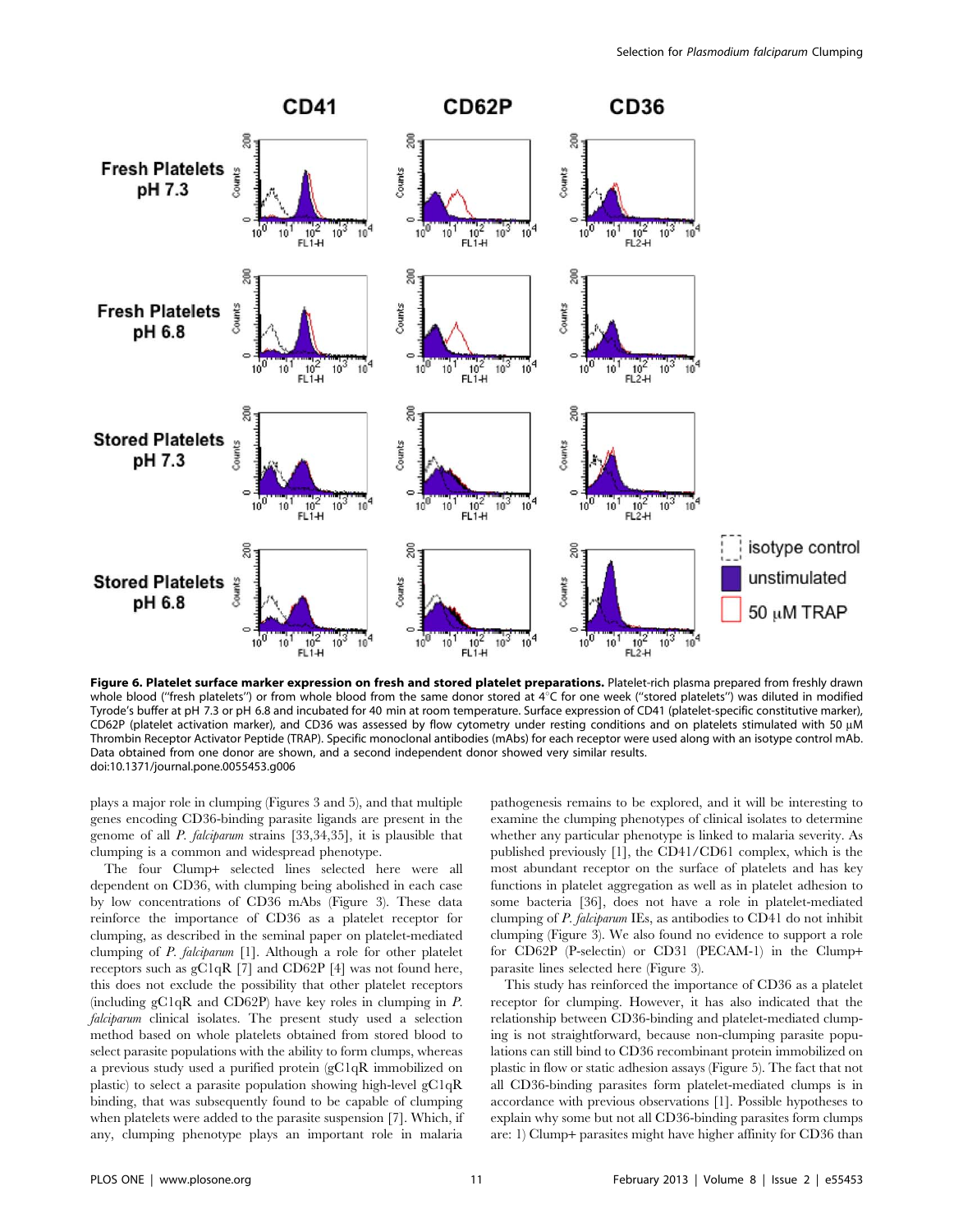**Figure 6. Platelet surface marker expression on fresh and stored platelet preparations.** Platelet-rich plasma prepared from freshly drawn whole blood ("fresh platelets") or from whole blood from the same donor stored at 4°C for one week ("stored platelets") was diluted in modified Tyrode's buffer at pH 7.3 or pH 6.8 and incubated for 40 min at room temperature. Surface expression of CD41 (platelet-specific constitutive marker), CD62P (platelet activation marker), and CD36 was assessed by flow cytometry under resting conditions and on platelets stimulated with 50 µM Thrombin Receptor Activator Peptide (TRAP). Specific monoclonal antibodies (mAbs) for each receptor were used along with an isotype control mAb. Data obtained from one donor are shown, and a second independent donor showed very similar results.
doi:10.1371/journal.pone.0055453.g006

plays a major role in clumping (Figures 3 and 5), and that multiple genes encoding CD36-binding parasite ligands are present in the genome of all *P. falciparum* strains [33,34,35], it is plausible that clumping is a common and widespread phenotype.

The four Clump+ selected lines selected here were all dependent on CD36, with clumping being abolished in each case by low concentrations of CD36 mAbs (Figure 3). These data reinforce the importance of CD36 as a platelet receptor for clumping, as described in the seminal paper on platelet-mediated clumping of *P. falciparum* [1]. Although a role for other platelet receptors such as gC1qR [7] and CD62P [4] was not found here, this does not exclude the possibility that other platelet receptors (including gC1qR and CD62P) have key roles in clumping in *P. falciparum* clinical isolates. The present study used a selection method based on whole platelets obtained from stored blood to select parasite populations with the ability to form clumps, whereas a previous study used a purified protein (gC1qR immobilized on plastic) to select a parasite population showing high-level gC1qR binding, that was subsequently found to be capable of clumping when platelets were added to the parasite suspension [7]. Which, if any, clumping phenotype plays an important role in malaria pathogenesis remains to be explored, and it will be interesting to examine the clumping phenotypes of clinical isolates to determine whether any particular phenotype is linked to malaria severity. As published previously [1], the CD41/CD61 complex, which is the most abundant receptor on the surface of platelets and has key functions in platelet aggregation as well as in platelet adhesion to some bacteria [36], does not have a role in platelet-mediated clumping of *P. falciparum* IEs, as antibodies to CD41 do not inhibit clumping (Figure 3). We also found no evidence to support a role for CD62P (P-selectin) or CD31 (PECAM-1) in the Clump+ parasite lines selected here (Figure 3).

This study has reinforced the importance of CD36 as a platelet receptor for clumping. However, it has also indicated that the relationship between CD36-binding and platelet-mediated clumping is not straightforward, because non-clumping parasite populations can still bind to CD36 recombinant protein immobilized on plastic in flow or static adhesion assays (Figure 5). The fact that not all CD36-binding parasites form platelet-mediated clumps is in accordance with previous observations [1]. Possible hypotheses to explain why some but not all CD36-binding parasites form clumps are: 1) Clump+ parasites might have higher affinity for CD36 than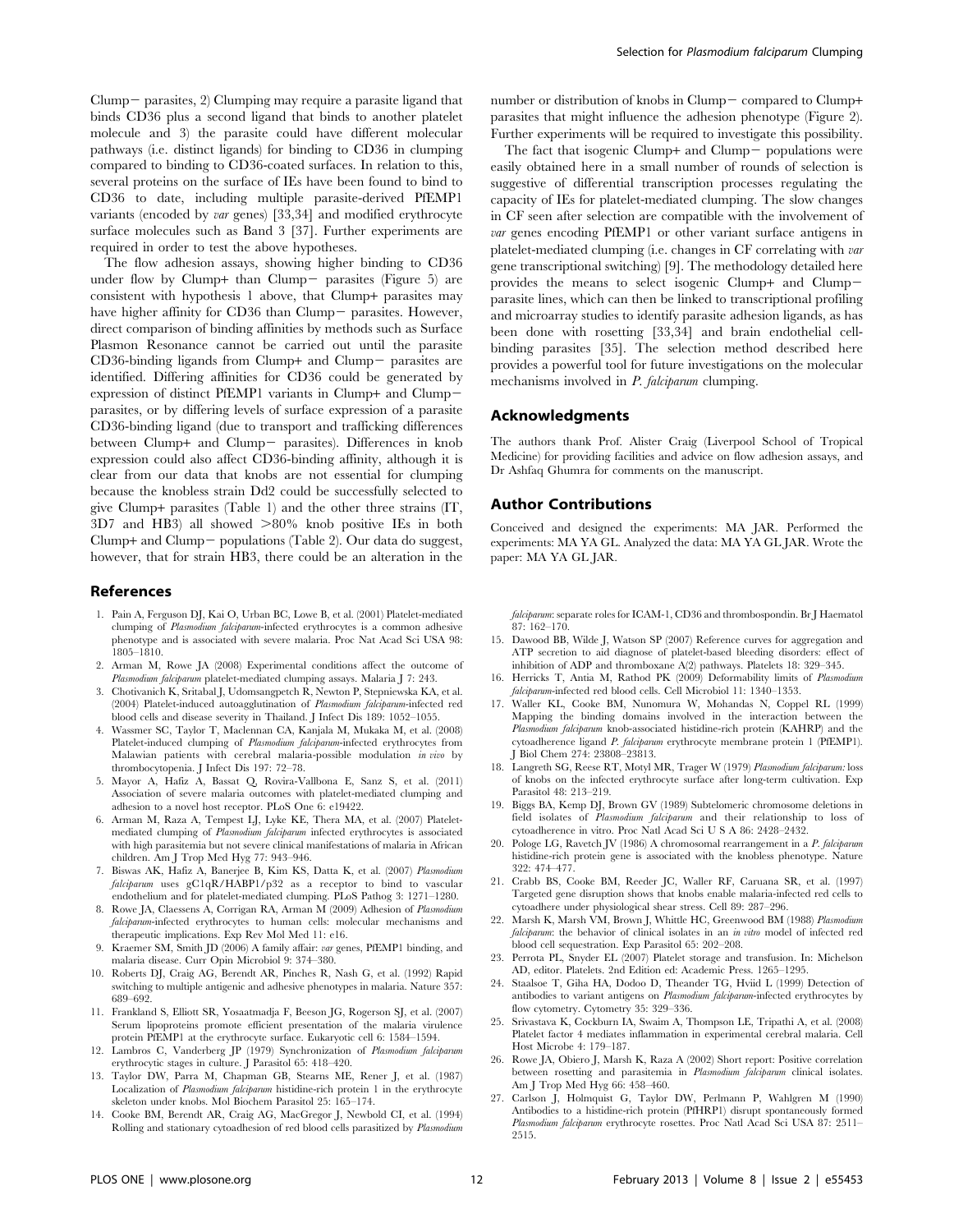Clump− parasites, 2) Clumping may require a parasite ligand that binds CD36 plus a second ligand that binds to another platelet molecule and 3) the parasite could have different molecular pathways (i.e. distinct ligands) for binding to CD36 in clumping compared to binding to CD36-coated surfaces. In relation to this, several proteins on the surface of IEs have been found to bind to CD36 to date, including multiple parasite-derived PfEMP1 variants (encoded by *var* genes) [33,34] and modified erythrocyte surface molecules such as Band 3 [37]. Further experiments are required in order to test the above hypotheses.

The flow adhesion assays, showing higher binding to CD36 under flow by Clump+ than Clump− parasites (Figure 5) are consistent with hypothesis 1 above, that Clump+ parasites may have higher affinity for CD36 than Clump− parasites. However, direct comparison of binding affinities by methods such as Surface Plasmon Resonance cannot be carried out until the parasite CD36-binding ligands from Clump+ and Clump− parasites are identified. Differing affinities for CD36 could be generated by expression of distinct PfEMP1 variants in Clump+ and Clump− parasites, or by differing levels of surface expression of a parasite CD36-binding ligand (due to transport and trafficking differences between Clump+ and Clump− parasites). Differences in knob expression could also affect CD36-binding affinity, although it is clear from our data that knobs are not essential for clumping because the knobless strain Dd2 could be successfully selected to give Clump+ parasites (Table 1) and the other three strains (IT, 3D7 and HB3) all showed >80% knob positive IEs in both Clump+ and Clump− populations (Table 2). Our data do suggest, however, that for strain HB3, there could be an alteration in the number or distribution of knobs in Clump− compared to Clump+ parasites that might influence the adhesion phenotype (Figure 2). Further experiments will be required to investigate this possibility.

The fact that isogenic Clump+ and Clump− populations were easily obtained here in a small number of rounds of selection is suggestive of differential transcription processes regulating the capacity of IEs for platelet-mediated clumping. The slow changes in CF seen after selection are compatible with the involvement of *var* genes encoding PfEMP1 or other variant surface antigens in platelet-mediated clumping (i.e. changes in CF correlating with *var* gene transcriptional switching) [9]. The methodology detailed here provides the means to select isogenic Clump+ and Clump− parasite lines, which can then be linked to transcriptional profiling and microarray studies to identify parasite adhesion ligands, as has been done with rosetting [33,34] and brain endothelial cell-binding parasites [35]. The selection method described here provides a powerful tool for future investigations on the molecular mechanisms involved in *P. falciparum* clumping.

## Acknowledgments

The authors thank Prof. Alister Craig (Liverpool School of Tropical Medicine) for providing facilities and advice on flow adhesion assays, and Dr Ashfaq Ghumra for comments on the manuscript.

## Author Contributions

Conceived and designed the experiments: MA JAR. Performed the experiments: MA YA GL. Analyzed the data: MA YA GL JAR. Wrote the paper: MA YA GL JAR.

## References

1. Pain A, Ferguson DJ, Kai O, Urban BC, Lowe B, et al. (2001) Platelet-mediated clumping of *Plasmodium falciparum*-infected erythrocytes is a common adhesive phenotype and is associated with severe malaria. Proc Nat Acad Sci USA 98: 1805–1810.
2. Arman M, Rowe JA (2008) Experimental conditions affect the outcome of *Plasmodium falciparum* platelet-mediated clumping assays. Malaria J 7: 243.
3. Chotivanich K, Sritabal J, Udomsangpetch R, Newton P, Stepniewska KA, et al. (2004) Platelet-induced autoagglutination of *Plasmodium falciparum*-infected red blood cells and disease severity in Thailand. J Infect Dis 189: 1052–1055.
4. Wassmer SC, Taylor T, Maclennan CA, Kanjala M, Mukaka M, et al. (2008) Platelet-induced clumping of *Plasmodium falciparum*-infected erythrocytes from Malawian patients with cerebral malaria-possible modulation *in vivo* by thrombocytopenia. J Infect Dis 197: 72–78.
5. Mayor A, Hafiz A, Bassat Q, Rovira-Vallbona E, Sanz S, et al. (2011) Association of severe malaria outcomes with platelet-mediated clumping and adhesion to a novel host receptor. PLoS One 6: e19422.
6. Arman M, Raza A, Tempest LJ, Lyke KE, Thera MA, et al. (2007) Platelet-mediated clumping of *Plasmodium falciparum* infected erythrocytes is associated with high parasitemia but not severe clinical manifestations of malaria in African children. Am J Trop Med Hyg 77: 943–946.
7. Biswas AK, Hafiz A, Banerjee B, Kim KS, Datta K, et al. (2007) *Plasmodium falciparum* uses gC1qR/HABP1/p32 as a receptor to bind to vascular endothelium and for platelet-mediated clumping. PLoS Pathog 3: 1271–1280.
8. Rowe JA, Claessens A, Corrigan RA, Arman M (2009) Adhesion of *Plasmodium falciparum*-infected erythrocytes to human cells: molecular mechanisms and therapeutic implications. Exp Rev Mol Med 11: e16.
9. Kraemer SM, Smith JD (2006) A family affair: *var* genes, PfEMP1 binding, and malaria disease. Curr Opin Microbiol 9: 374–380.
10. Roberts DJ, Craig AG, Berendt AR, Pinches R, Nash G, et al. (1992) Rapid switching to multiple antigenic and adhesive phenotypes in malaria. Nature 357: 689–692.
11. Frankland S, Elliott SR, Yosaatmadja F, Beeson JG, Rogerson SJ, et al. (2007) Serum lipoproteins promote efficient presentation of the malaria virulence protein PfEMP1 at the erythrocyte surface. Eukaryotic cell 6: 1584–1594.
12. Lambros C, Vanderberg JP (1979) Synchronization of *Plasmodium falciparum* erythrocytic stages in culture. J Parasitol 65: 418–420.
13. Taylor DW, Parra M, Chapman GB, Stearns ME, Rener J, et al. (1987) Localization of *Plasmodium falciparum* histidine-rich protein 1 in the erythrocyte skeleton under knobs. Mol Biochem Parasitol 25: 165–174.
14. Cooke BM, Berendt AR, Craig AG, MacGregor J, Newbold CI, et al. (1994) Rolling and stationary cytoadhesion of red blood cells parasitized by *Plasmodium falciparum*: separate roles for ICAM-1, CD36 and thrombospondin. Br J Haematol 87: 162–170.
15. Dawood BB, Wilde J, Watson SP (2007) Reference curves for aggregation and ATP secretion to aid diagnose of platelet-based bleeding disorders: effect of inhibition of ADP and thromboxane A(2) pathways. Platelets 18: 329–345.
16. Herricks T, Antia M, Rathod PK (2009) Deformability limits of *Plasmodium falciparum*-infected red blood cells. Cell Microbiol 11: 1340–1353.
17. Waller KL, Cooke BM, Nunomura W, Mohandas N, Coppel RL (1999) Mapping the binding domains involved in the interaction between the *Plasmodium falciparum* knob-associated histidine-rich protein (KAHRP) and the cytoadherence ligand *P. falciparum* erythrocyte membrane protein 1 (PfEMP1). J Biol Chem 274: 23808–23813.
18. Langreth SG, Reese RT, Motyl MR, Trager W (1979) *Plasmodium falciparum*: loss of knobs on the infected erythrocyte surface after long-term cultivation. Exp Parasitol 48: 213–219.
19. Biggs BA, Kemp DJ, Brown GV (1989) Subtelomeric chromosome deletions in field isolates of *Plasmodium falciparum* and their relationship to loss of cytoadherence in vitro. Proc Natl Acad Sci U S A 86: 2428–2432.
20. Pologe LG, Ravetch JV (1986) A chromosomal rearrangement in a *P. falciparum* histidine-rich protein gene is associated with the knobless phenotype. Nature 322: 474–477.
21. Crabb BS, Cooke BM, Reeder JC, Waller RF, Caruana SR, et al. (1997) Targeted gene disruption shows that knobs enable malaria-infected red cells to cytoadhere under physiological shear stress. Cell 89: 287–296.
22. Marsh K, Marsh VM, Brown J, Whittle HC, Greenwood BM (1988) *Plasmodium falciparum*: the behavior of clinical isolates in an *in vitro* model of infected red blood cell sequestration. Exp Parasitol 65: 202–208.
23. Perrota PL, Snyder EL (2007) Platelet storage and transfusion. In: Michelson AD, editor. Platelets. 2nd Edition ed: Academic Press. 1265–1295.
24. Staalsoe T, Giha HA, Dodoo D, Theander TG, Hviid L (1999) Detection of antibodies to variant antigens on *Plasmodium falciparum*-infected erythrocytes by flow cytometry. Cytometry 35: 329–336.
25. Srivastava K, Cockburn IA, Swaim A, Thompson LE, Tripathi A, et al. (2008) Platelet factor 4 mediates inflammation in experimental cerebral malaria. Cell Host Microbe 4: 179–187.
26. Rowe JA, Obiero J, Marsh K, Raza A (2002) Short report: Positive correlation between rosetting and parasitemia in *Plasmodium falciparum* clinical isolates. Am J Trop Med Hyg 66: 458–460.
27. Carlson J, Holmquist G, Taylor DW, Perlmann P, Wahlgren M (1990) Antibodies to a histidine-rich protein (PfHRP1) disrupt spontaneously formed *Plasmodium falciparum* erythrocyte rosettes. Proc Natl Acad Sci USA 87: 2511–2515.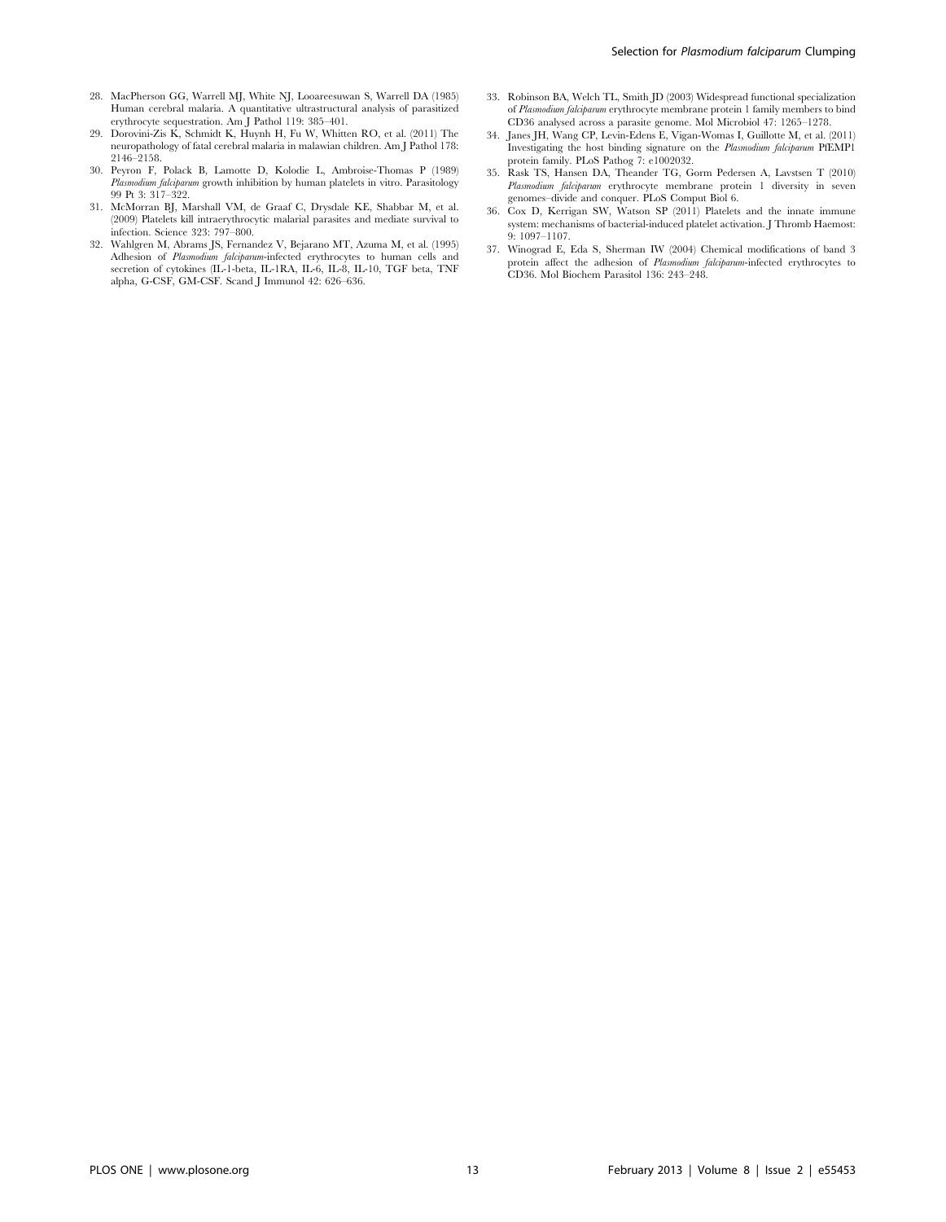28. MacPherson GG, Warrell MJ, White NJ, Looareesuwan S, Warrell DA (1985) Human cerebral malaria. A quantitative ultrastructural analysis of parasitized erythrocyte sequestration. Am J Pathol 119: 385–401.
29. Dorovini-Zis K, Schmidt K, Huynh H, Fu W, Whitten RO, et al. (2011) The neuropathology of fatal cerebral malaria in malawian children. Am J Pathol 178: 2146–2158.
30. Peyron F, Polack B, Lamotte D, Kolodie L, Ambroise-Thomas P (1989) *Plasmodium falciparum* growth inhibition by human platelets in vitro. Parasitology 99 Pt 3: 317–322.
31. McMorran BJ, Marshall VM, de Graaf C, Drysdale KE, Shabbar M, et al. (2009) Platelets kill intraerythrocytic malarial parasites and mediate survival to infection. Science 323: 797–800.
32. Wahlgren M, Abrams JS, Fernandez V, Bejarano MT, Azuma M, et al. (1995) Adhesion of *Plasmodium falciparum*-infected erythrocytes to human cells and secretion of cytokines (IL-1-beta, IL-1RA, IL-6, IL-8, IL-10, TGF beta, TNF alpha, G-CSF, GM-CSF. Scand J Immunol 42: 626–636.
33. Robinson BA, Welch TL, Smith JD (2003) Widespread functional specialization of *Plasmodium falciparum* erythrocyte membrane protein 1 family members to bind CD36 analysed across a parasite genome. Mol Microbiol 47: 1265–1278.
34. Janes JH, Wang CP, Levin-Edens E, Vigan-Womas I, Guillotte M, et al. (2011) Investigating the host binding signature on the *Plasmodium falciparum* PfEMP1 protein family. PLoS Pathog 7: e1002032.
35. Rask TS, Hansen DA, Theander TG, Gorm Pedersen A, Lavstsen T (2010) *Plasmodium falciparum* erythrocyte membrane protein 1 diversity in seven genomes–divide and conquer. PLoS Comput Biol 6.
36. Cox D, Kerrigan SW, Watson SP (2011) Platelets and the innate immune system: mechanisms of bacterial-induced platelet activation. J Thromb Haemost: 9: 1097–1107.
37. Winograd E, Eda S, Sherman IW (2004) Chemical modifications of band 3 protein affect the adhesion of *Plasmodium falciparum*-infected erythrocytes to CD36. Mol Biochem Parasitol 136: 243–248.